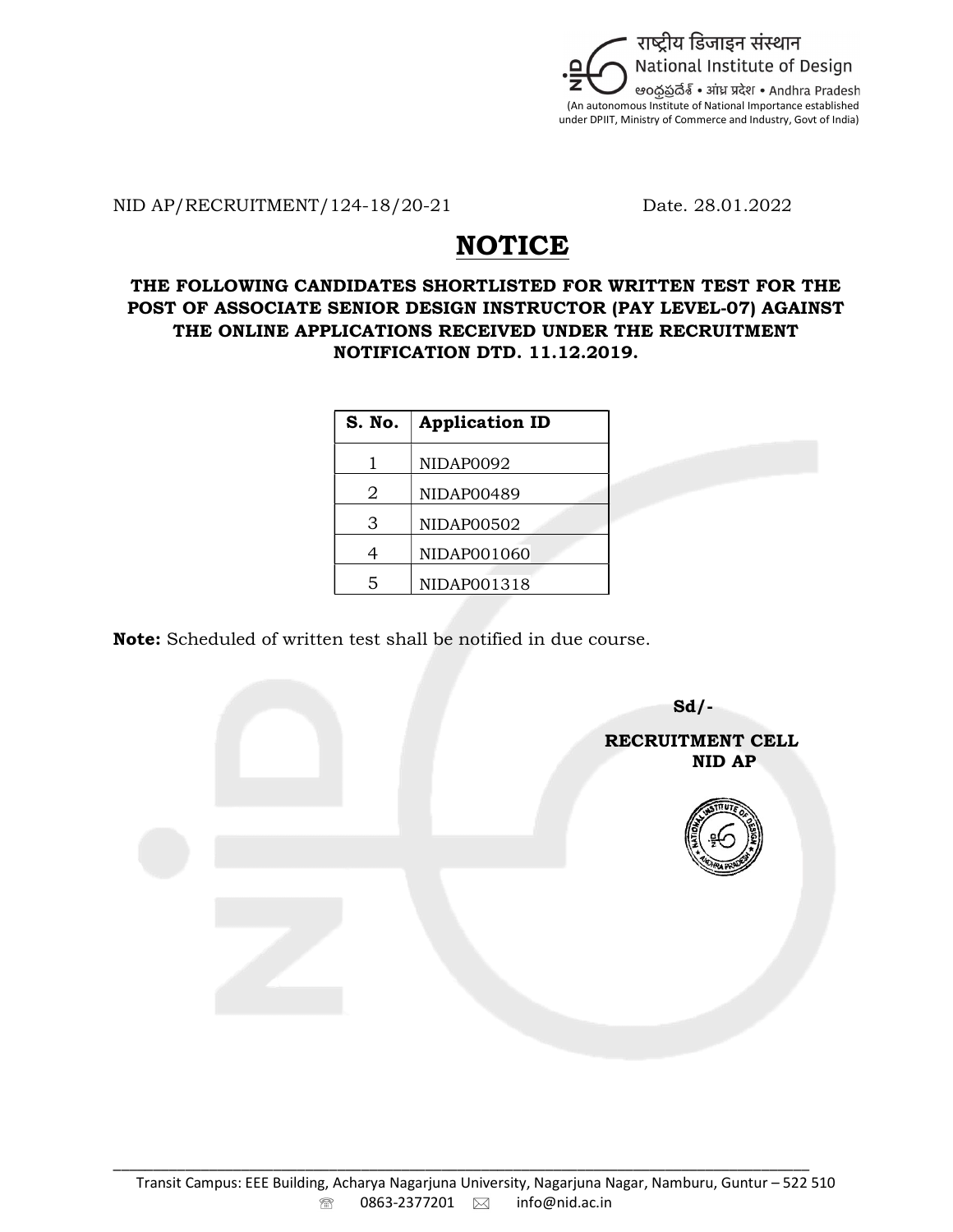राष्ट्रीय डिजाइन संस्थान
National Institute of Design
ఆంధ్రప్రదేశ్ • आंध्र प्रदेश • Andhra Pradesh
(An autonomous Institute of National Importance established under DPIIT, Ministry of Commerce and Industry, Govt of India)

NID AP/RECRUITMENT/124-18/20-21 Date. 28.01.2022

# NOTICE

**THE FOLLOWING CANDIDATES SHORTLISTED FOR WRITTEN TEST FOR THE POST OF ASSOCIATE SENIOR DESIGN INSTRUCTOR (PAY LEVEL-07) AGAINST THE ONLINE APPLICATIONS RECEIVED UNDER THE RECRUITMENT NOTIFICATION DTD. 11.12.2019.**

| S. No. | Application ID |
|---|---|
| 1 | NIDAP0092 |
| 2 | NIDAP00489 |
| 3 | NIDAP00502 |
| 4 | NIDAP001060 |
| 5 | NIDAP001318 |

**Note:** Scheduled of written test shall be notified in due course.

**Sd/-**

**RECRUITMENT CELL**
**NID AP**

Transit Campus: EEE Building, Acharya Nagarjuna University, Nagarjuna Nagar, Namburu, Guntur – 522 510
0863-2377201 info@nid.ac.in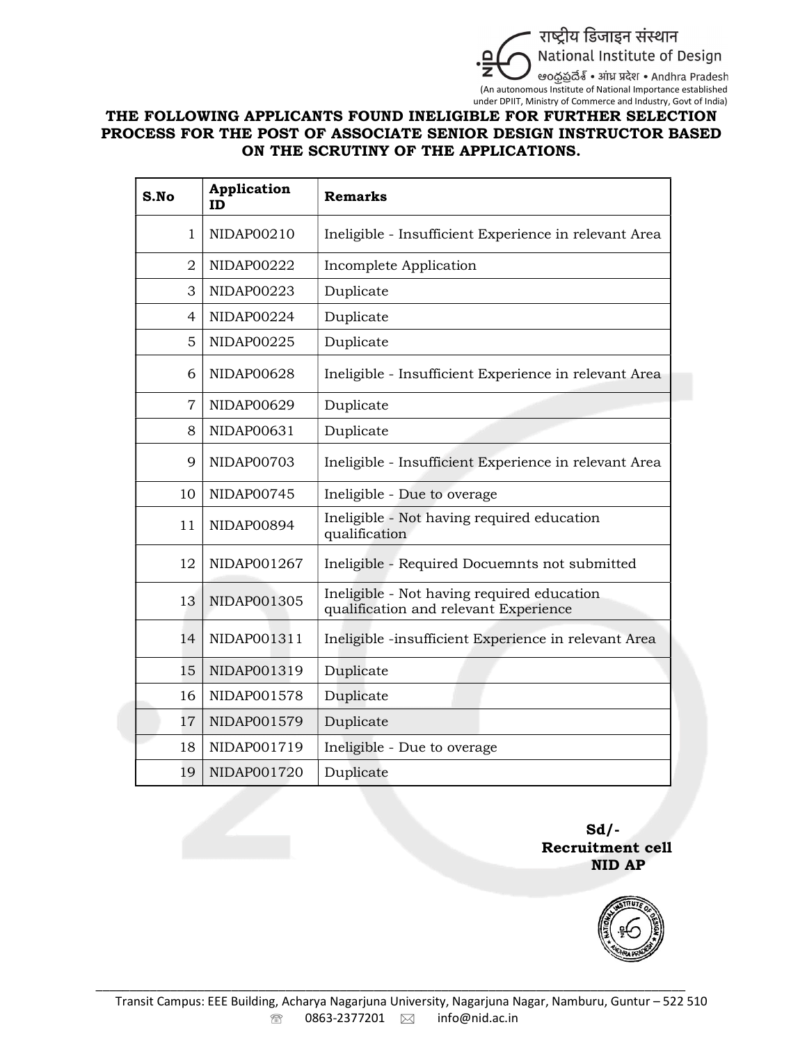राष्ट्रीय डिजाइन संस्थान
National Institute of Design
ఆంధ్రప్రదేశ్ • आंध्र प्रदेश • Andhra Pradesh
(An autonomous Institute of National Importance established under DPIIT, Ministry of Commerce and Industry, Govt of India)

**THE FOLLOWING APPLICANTS FOUND INELIGIBLE FOR FURTHER SELECTION PROCESS FOR THE POST OF ASSOCIATE SENIOR DESIGN INSTRUCTOR BASED ON THE SCRUTINY OF THE APPLICATIONS.**

| S.No | Application ID | Remarks |
|---|---|---|
| 1 | NIDAP00210 | Ineligible - Insufficient Experience in relevant Area |
| 2 | NIDAP00222 | Incomplete Application |
| 3 | NIDAP00223 | Duplicate |
| 4 | NIDAP00224 | Duplicate |
| 5 | NIDAP00225 | Duplicate |
| 6 | NIDAP00628 | Ineligible - Insufficient Experience in relevant Area |
| 7 | NIDAP00629 | Duplicate |
| 8 | NIDAP00631 | Duplicate |
| 9 | NIDAP00703 | Ineligible - Insufficient Experience in relevant Area |
| 10 | NIDAP00745 | Ineligible - Due to overage |
| 11 | NIDAP00894 | Ineligible - Not having required education qualification |
| 12 | NIDAP001267 | Ineligible - Required Docuemnts not submitted |
| 13 | NIDAP001305 | Ineligible - Not having required education qualification and relevant Experience |
| 14 | NIDAP001311 | Ineligible -insufficient Experience in relevant Area |
| 15 | NIDAP001319 | Duplicate |
| 16 | NIDAP001578 | Duplicate |
| 17 | NIDAP001579 | Duplicate |
| 18 | NIDAP001719 | Ineligible - Due to overage |
| 19 | NIDAP001720 | Duplicate |

**Sd/-**
**Recruitment cell**
**NID AP**

Transit Campus: EEE Building, Acharya Nagarjuna University, Nagarjuna Nagar, Namburu, Guntur – 522 510
0863-2377201 info@nid.ac.in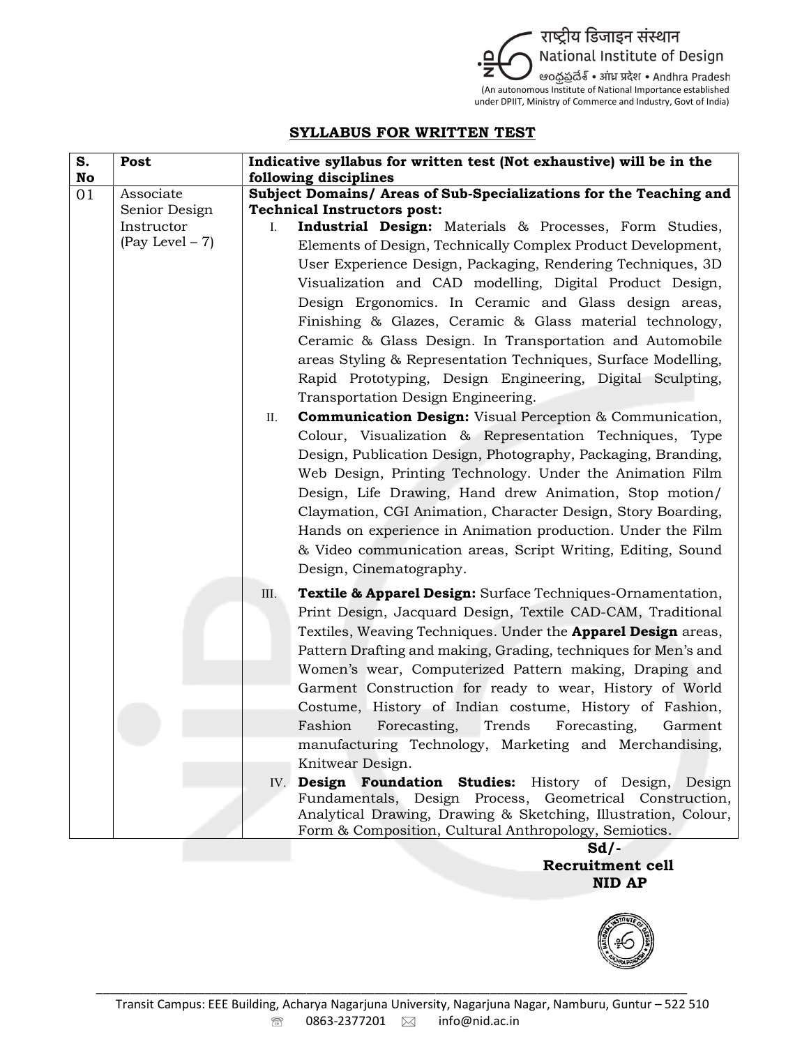## SYLLABUS FOR WRITTEN TEST

| S. No | Post | Indicative syllabus for written test (Not exhaustive) will be in the following disciplines |
|---|---|---|
| 01 | Associate Senior Design Instructor (Pay Level – 7) | **Subject Domains/ Areas of Sub-Specializations for the Teaching and Technical Instructors post:**<br>I. **Industrial Design:** Materials & Processes, Form Studies, Elements of Design, Technically Complex Product Development, User Experience Design, Packaging, Rendering Techniques, 3D Visualization and CAD modelling, Digital Product Design, Design Ergonomics. In Ceramic and Glass design areas, Finishing & Glazes, Ceramic & Glass material technology, Ceramic & Glass Design. In Transportation and Automobile areas Styling & Representation Techniques, Surface Modelling, Rapid Prototyping, Design Engineering, Digital Sculpting, Transportation Design Engineering.<br>II. **Communication Design:** Visual Perception & Communication, Colour, Visualization & Representation Techniques, Type Design, Publication Design, Photography, Packaging, Branding, Web Design, Printing Technology. Under the Animation Film Design, Life Drawing, Hand drew Animation, Stop motion/ Claymation, CGI Animation, Character Design, Story Boarding, Hands on experience in Animation production. Under the Film & Video communication areas, Script Writing, Editing, Sound Design, Cinematography.<br>III. **Textile & Apparel Design:** Surface Techniques-Ornamentation, Print Design, Jacquard Design, Textile CAD-CAM, Traditional Textiles, Weaving Techniques. Under the **Apparel Design** areas, Pattern Drafting and making, Grading, techniques for Men's and Women's wear, Computerized Pattern making, Draping and Garment Construction for ready to wear, History of World Costume, History of Indian costume, History of Fashion, Fashion Forecasting, Trends Forecasting, Garment manufacturing Technology, Marketing and Merchandising, Knitwear Design.<br>IV. **Design Foundation Studies:** History of Design, Design Fundamentals, Design Process, Geometrical Construction, Analytical Drawing, Drawing & Sketching, Illustration, Colour, Form & Composition, Cultural Anthropology, Semiotics. |

**Sd/-**
**Recruitment cell**
**NID AP**